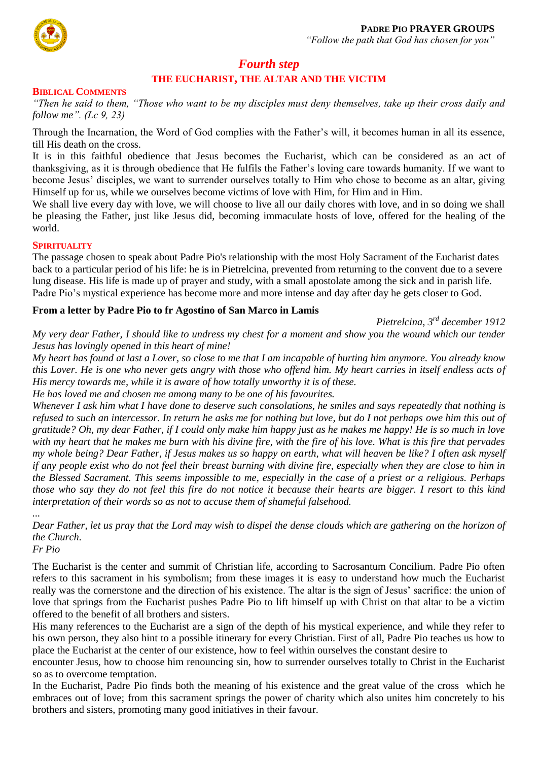**PADRE PIO PRAYER GROUPS**
*"Follow the path that God has chosen for you"*

# *Fourth step*

## THE EUCHARIST, THE ALTAR AND THE VICTIM

### BIBLICAL COMMENTS

*"Then he said to them, "Those who want to be my disciples must deny themselves, take up their cross daily and follow me". (Lc 9, 23)*

Through the Incarnation, the Word of God complies with the Father's will, it becomes human in all its essence, till His death on the cross.

It is in this faithful obedience that Jesus becomes the Eucharist, which can be considered as an act of thanksgiving, as it is through obedience that He fulfils the Father's loving care towards humanity. If we want to become Jesus' disciples, we want to surrender ourselves totally to Him who chose to become as an altar, giving Himself up for us, while we ourselves become victims of love with Him, for Him and in Him.

We shall live every day with love, we will choose to live all our daily chores with love, and in so doing we shall be pleasing the Father, just like Jesus did, becoming immaculate hosts of love, offered for the healing of the world.

### SPIRITUALITY

The passage chosen to speak about Padre Pio's relationship with the most Holy Sacrament of the Eucharist dates back to a particular period of his life: he is in Pietrelcina, prevented from returning to the convent due to a severe lung disease. His life is made up of prayer and study, with a small apostolate among the sick and in parish life.
Padre Pio's mystical experience has become more and more intense and day after day he gets closer to God.

**From a letter by Padre Pio to fr Agostino of San Marco in Lamis**

*Pietrelcina, 3rd december 1912*

*My very dear Father, I should like to undress my chest for a moment and show you the wound which our tender Jesus has lovingly opened in this heart of mine!*

*My heart has found at last a Lover, so close to me that I am incapable of hurting him anymore. You already know this Lover. He is one who never gets angry with those who offend him. My heart carries in itself endless acts of His mercy towards me, while it is aware of how totally unworthy it is of these.*

*He has loved me and chosen me among many to be one of his favourites.*

*Whenever I ask him what I have done to deserve such consolations, he smiles and says repeatedly that nothing is refused to such an intercessor. In return he asks me for nothing but love, but do I not perhaps owe him this out of gratitude? Oh, my dear Father, if I could only make him happy just as he makes me happy! He is so much in love with my heart that he makes me burn with his divine fire, with the fire of his love. What is this fire that pervades my whole being? Dear Father, if Jesus makes us so happy on earth, what will heaven be like? I often ask myself if any people exist who do not feel their breast burning with divine fire, especially when they are close to him in the Blessed Sacrament. This seems impossible to me, especially in the case of a priest or a religious. Perhaps those who say they do not feel this fire do not notice it because their hearts are bigger. I resort to this kind interpretation of their words so as not to accuse them of shameful falsehood.*

*...*

*Dear Father, let us pray that the Lord may wish to dispel the dense clouds which are gathering on the horizon of the Church.*

*Fr Pio*

The Eucharist is the center and summit of Christian life, according to Sacrosantum Concilium. Padre Pio often refers to this sacrament in his symbolism; from these images it is easy to understand how much the Eucharist really was the cornerstone and the direction of his existence. The altar is the sign of Jesus' sacrifice: the union of love that springs from the Eucharist pushes Padre Pio to lift himself up with Christ on that altar to be a victim offered to the benefit of all brothers and sisters.

His many references to the Eucharist are a sign of the depth of his mystical experience, and while they refer to his own person, they also hint to a possible itinerary for every Christian. First of all, Padre Pio teaches us how to place the Eucharist at the center of our existence, how to feel within ourselves the constant desire to encounter Jesus, how to choose him renouncing sin, how to surrender ourselves totally to Christ in the Eucharist so as to overcome temptation.

In the Eucharist, Padre Pio finds both the meaning of his existence and the great value of the cross which he embraces out of love; from this sacrament springs the power of charity which also unites him concretely to his brothers and sisters, promoting many good initiatives in their favour.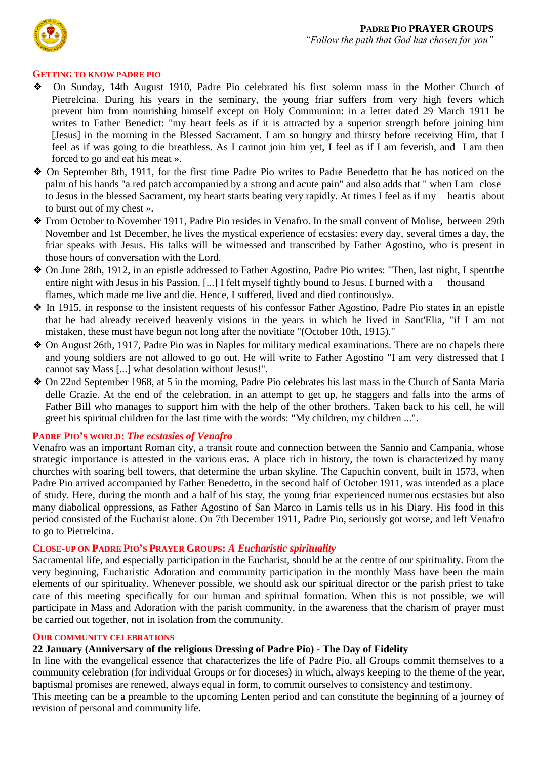**PADRE PIO PRAYER GROUPS**
*"Follow the path that God has chosen for you"*

## GETTING TO KNOW PADRE PIO

- On Sunday, 14th August 1910, Padre Pio celebrated his first solemn mass in the Mother Church of Pietrelcina. During his years in the seminary, the young friar suffers from very high fevers which prevent him from nourishing himself except on Holy Communion: in a letter dated 29 March 1911 he writes to Father Benedict: "my heart feels as if it is attracted by a superior strength before joining him [Jesus] in the morning in the Blessed Sacrament. I am so hungry and thirsty before receiving Him, that I feel as if was going to die breathless. As I cannot join him yet, I feel as if I am feverish, and I am then forced to go and eat his meat ».
- On September 8th, 1911, for the first time Padre Pio writes to Padre Benedetto that he has noticed on the palm of his hands "a red patch accompanied by a strong and acute pain" and also adds that " when I am close to Jesus in the blessed Sacrament, my heart starts beating very rapidly. At times I feel as if my heartis about to burst out of my chest ».
- From October to November 1911, Padre Pio resides in Venafro. In the small convent of Molise, between 29th November and 1st December, he lives the mystical experience of ecstasies: every day, several times a day, the friar speaks with Jesus. His talks will be witnessed and transcribed by Father Agostino, who is present in those hours of conversation with the Lord.
- On June 28th, 1912, in an epistle addressed to Father Agostino, Padre Pio writes: "Then, last night, I spentthe entire night with Jesus in his Passion. [...] I felt myself tightly bound to Jesus. I burned with a thousand flames, which made me live and die. Hence, I suffered, lived and died continously».
- In 1915, in response to the insistent requests of his confessor Father Agostino, Padre Pio states in an epistle that he had already received heavenly visions in the years in which he lived in Sant'Elia, "if I am not mistaken, these must have begun not long after the novitiate "(October 10th, 1915)."
- On August 26th, 1917, Padre Pio was in Naples for military medical examinations. There are no chapels there and young soldiers are not allowed to go out. He will write to Father Agostino "I am very distressed that I cannot say Mass [...] what desolation without Jesus!".
- On 22nd September 1968, at 5 in the morning, Padre Pio celebrates his last mass in the Church of Santa Maria delle Grazie. At the end of the celebration, in an attempt to get up, he staggers and falls into the arms of Father Bill who manages to support him with the help of the other brothers. Taken back to his cell, he will greet his spiritual children for the last time with the words: "My children, my children ...".

## PADRE PIO'S WORLD: *The ecstasies of Venafro*

Venafro was an important Roman city, a transit route and connection between the Sannio and Campania, whose strategic importance is attested in the various eras. A place rich in history, the town is characterized by many churches with soaring bell towers, that determine the urban skyline. The Capuchin convent, built in 1573, when Padre Pio arrived accompanied by Father Benedetto, in the second half of October 1911, was intended as a place of study. Here, during the month and a half of his stay, the young friar experienced numerous ecstasies but also many diabolical oppressions, as Father Agostino of San Marco in Lamis tells us in his Diary. His food in this period consisted of the Eucharist alone. On 7th December 1911, Padre Pio, seriously got worse, and left Venafro to go to Pietrelcina.

## CLOSE-UP ON PADRE PIO'S PRAYER GROUPS: *A Eucharistic spirituality*

Sacramental life, and especially participation in the Eucharist, should be at the centre of our spirituality. From the very beginning, Eucharistic Adoration and community participation in the monthly Mass have been the main elements of our spirituality. Whenever possible, we should ask our spiritual director or the parish priest to take care of this meeting specifically for our human and spiritual formation. When this is not possible, we will participate in Mass and Adoration with the parish community, in the awareness that the charism of prayer must be carried out together, not in isolation from the community.

## OUR COMMUNITY CELEBRATIONS

**22 January (Anniversary of the religious Dressing of Padre Pio) - The Day of Fidelity**

In line with the evangelical essence that characterizes the life of Padre Pio, all Groups commit themselves to a community celebration (for individual Groups or for dioceses) in which, always keeping to the theme of the year, baptismal promises are renewed, always equal in form, to commit ourselves to consistency and testimony.

This meeting can be a preamble to the upcoming Lenten period and can constitute the beginning of a journey of revision of personal and community life.